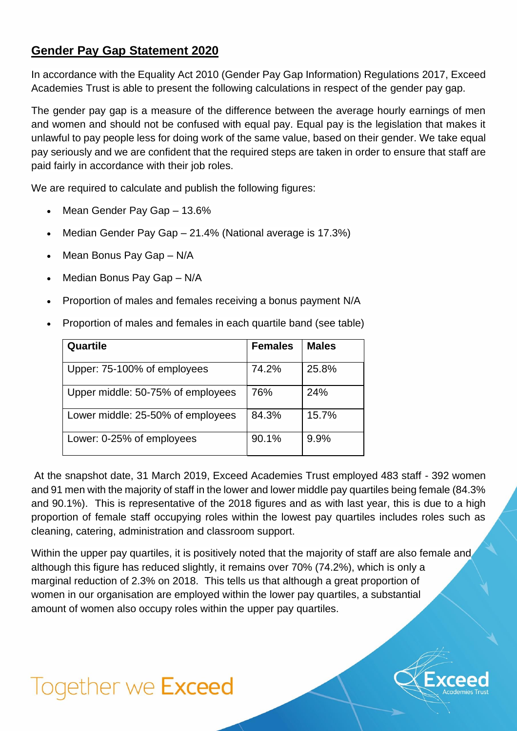## **Gender Pay Gap Statement 2020**

In accordance with the Equality Act 2010 (Gender Pay Gap Information) Regulations 2017, Exceed Academies Trust is able to present the following calculations in respect of the gender pay gap.

The gender pay gap is a measure of the difference between the average hourly earnings of men and women and should not be confused with equal pay. Equal pay is the legislation that makes it unlawful to pay people less for doing work of the same value, based on their gender. We take equal pay seriously and we are confident that the required steps are taken in order to ensure that staff are paid fairly in accordance with their job roles.

We are required to calculate and publish the following figures:

- Mean Gender Pay Gap – 13.6%
- Median Gender Pay Gap – 21.4% (National average is 17.3%)
- Mean Bonus Pay Gap – N/A
- Median Bonus Pay Gap – N/A
- Proportion of males and females receiving a bonus payment N/A
- Proportion of males and females in each quartile band (see table)

| Quartile | Females | Males |
|---|---|---|
| Upper: 75-100% of employees | 74.2% | 25.8% |
| Upper middle: 50-75% of employees | 76% | 24% |
| Lower middle: 25-50% of employees | 84.3% | 15.7% |
| Lower: 0-25% of employees | 90.1% | 9.9% |

At the snapshot date, 31 March 2019, Exceed Academies Trust employed 483 staff - 392 women and 91 men with the majority of staff in the lower and lower middle pay quartiles being female (84.3% and 90.1%). This is representative of the 2018 figures and as with last year, this is due to a high proportion of female staff occupying roles within the lowest pay quartiles includes roles such as cleaning, catering, administration and classroom support.

Within the upper pay quartiles, it is positively noted that the majority of staff are also female and although this figure has reduced slightly, it remains over 70% (74.2%), which is only a marginal reduction of 2.3% on 2018. This tells us that although a great proportion of women in our organisation are employed within the lower pay quartiles, a substantial amount of women also occupy roles within the upper pay quartiles.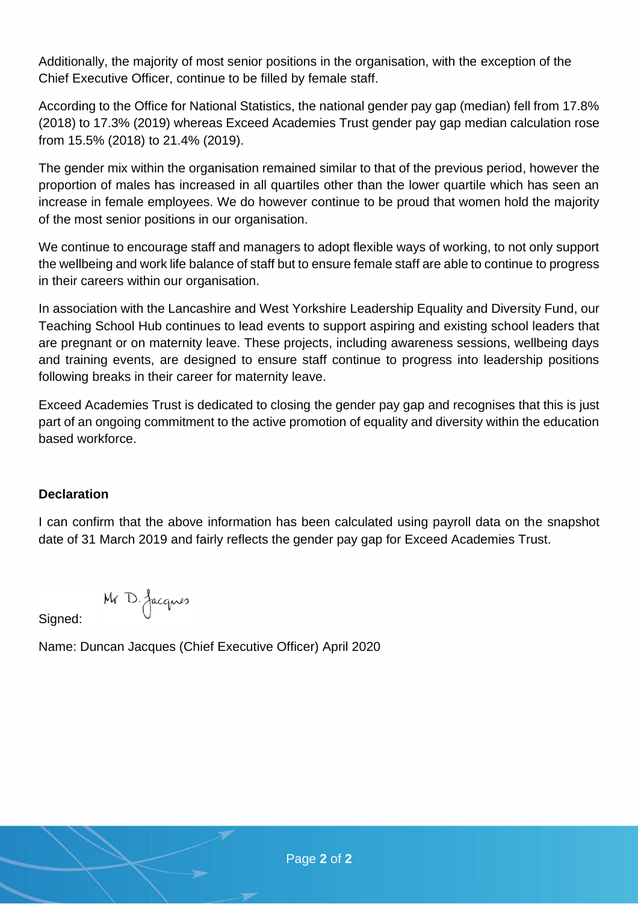Additionally, the majority of most senior positions in the organisation, with the exception of the Chief Executive Officer, continue to be filled by female staff.

According to the Office for National Statistics, the national gender pay gap (median) fell from 17.8% (2018) to 17.3% (2019) whereas Exceed Academies Trust gender pay gap median calculation rose from 15.5% (2018) to 21.4% (2019).

The gender mix within the organisation remained similar to that of the previous period, however the proportion of males has increased in all quartiles other than the lower quartile which has seen an increase in female employees. We do however continue to be proud that women hold the majority of the most senior positions in our organisation.

We continue to encourage staff and managers to adopt flexible ways of working, to not only support the wellbeing and work life balance of staff but to ensure female staff are able to continue to progress in their careers within our organisation.

In association with the Lancashire and West Yorkshire Leadership Equality and Diversity Fund, our Teaching School Hub continues to lead events to support aspiring and existing school leaders that are pregnant or on maternity leave. These projects, including awareness sessions, wellbeing days and training events, are designed to ensure staff continue to progress into leadership positions following breaks in their career for maternity leave.

Exceed Academies Trust is dedicated to closing the gender pay gap and recognises that this is just part of an ongoing commitment to the active promotion of equality and diversity within the education based workforce.

**Declaration**

I can confirm that the above information has been calculated using payroll data on the snapshot date of 31 March 2019 and fairly reflects the gender pay gap for Exceed Academies Trust.

Signed: Mr D. Jacques

Name: Duncan Jacques (Chief Executive Officer) April 2020